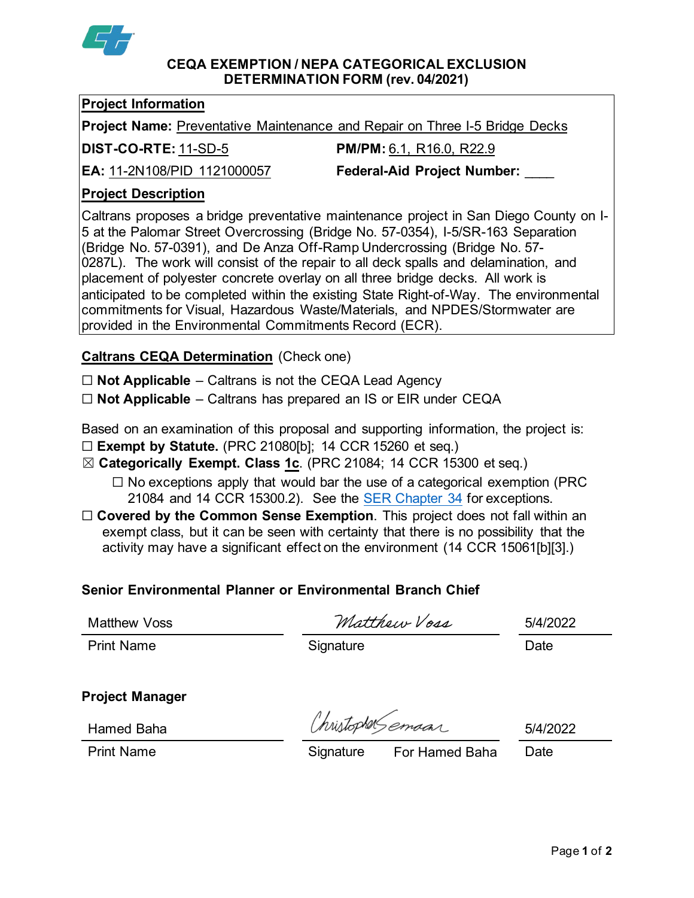# CEQA EXEMPTION / NEPA CATEGORICAL EXCLUSION DETERMINATION FORM (rev. 04/2021)

**Project Information**

**Project Name:** Preventative Maintenance and Repair on Three I-5 Bridge Decks

**DIST-CO-RTE:** 11-SD-5 **PM/PM:** 6.1, R16.0, R22.9

**EA:** 11-2N108/PID 1121000057 **Federal-Aid Project Number:** ____

**Project Description**

Caltrans proposes a bridge preventative maintenance project in San Diego County on I-5 at the Palomar Street Overcrossing (Bridge No. 57-0354), I-5/SR-163 Separation (Bridge No. 57-0391), and De Anza Off-Ramp Undercrossing (Bridge No. 57-0287L). The work will consist of the repair to all deck spalls and delamination, and placement of polyester concrete overlay on all three bridge decks. All work is anticipated to be completed within the existing State Right-of-Way. The environmental commitments for Visual, Hazardous Waste/Materials, and NPDES/Stormwater are provided in the Environmental Commitments Record (ECR).

**Caltrans CEQA Determination** (Check one)

☐ **Not Applicable** – Caltrans is not the CEQA Lead Agency

☐ **Not Applicable** – Caltrans has prepared an IS or EIR under CEQA

Based on an examination of this proposal and supporting information, the project is:

☐ **Exempt by Statute.** (PRC 21080[b]; 14 CCR 15260 et seq.)

☒ **Categorically Exempt. Class 1c**. (PRC 21084; 14 CCR 15300 et seq.)

- ☐ No exceptions apply that would bar the use of a categorical exemption (PRC 21084 and 14 CCR 15300.2). See the SER Chapter 34 for exceptions.

☐ **Covered by the Common Sense Exemption**. This project does not fall within an exempt class, but it can be seen with certainty that there is no possibility that the activity may have a significant effect on the environment (14 CCR 15061[b][3].)

**Senior Environmental Planner or Environmental Branch Chief**

| Matthew Voss | Matthew Voss | 5/4/2022 |
|---|---|---|
| Print Name | Signature | Date |

**Project Manager**

| Hamed Baha | Christopher Semaan | 5/4/2022 |
|---|---|---|
| Print Name | Signature For Hamed Baha | Date |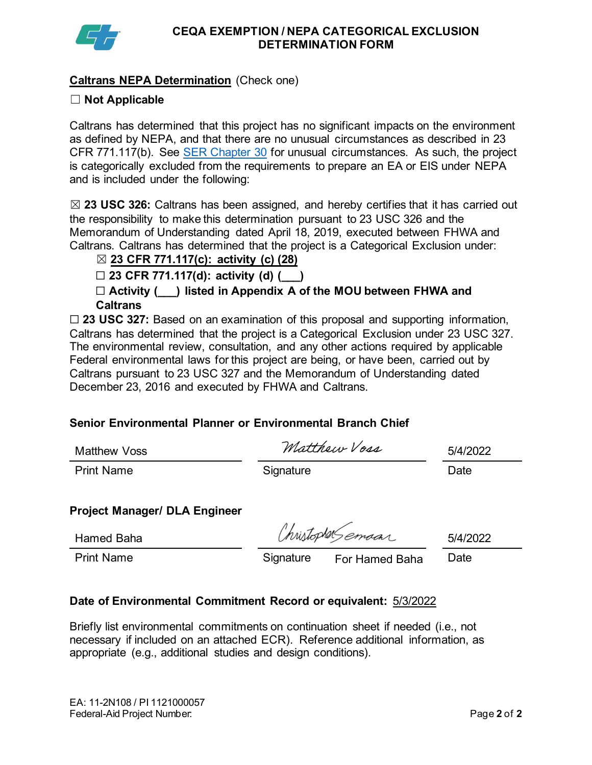# CEQA EXEMPTION / NEPA CATEGORICAL EXCLUSION DETERMINATION FORM

**Caltrans NEPA Determination** (Check one)

☐ **Not Applicable**

Caltrans has determined that this project has no significant impacts on the environment as defined by NEPA, and that there are no unusual circumstances as described in 23 CFR 771.117(b). See SER Chapter 30 for unusual circumstances. As such, the project is categorically excluded from the requirements to prepare an EA or EIS under NEPA and is included under the following:

☒ **23 USC 326:** Caltrans has been assigned, and hereby certifies that it has carried out the responsibility to make this determination pursuant to 23 USC 326 and the Memorandum of Understanding dated April 18, 2019, executed between FHWA and Caltrans. Caltrans has determined that the project is a Categorical Exclusion under:

- ☒ **23 CFR 771.117(c): activity (c) (28)**
- ☐ **23 CFR 771.117(d): activity (d) (___)**
- ☐ **Activity (___) listed in Appendix A of the MOU between FHWA and Caltrans**

☐ **23 USC 327:** Based on an examination of this proposal and supporting information, Caltrans has determined that the project is a Categorical Exclusion under 23 USC 327. The environmental review, consultation, and any other actions required by applicable Federal environmental laws for this project are being, or have been, carried out by Caltrans pursuant to 23 USC 327 and the Memorandum of Understanding dated December 23, 2016 and executed by FHWA and Caltrans.

**Senior Environmental Planner or Environmental Branch Chief**

| Print Name | Signature | Date |
|---|---|---|
| Matthew Voss | Matthew Voss | 5/4/2022 |

**Project Manager/ DLA Engineer**

| Print Name | Signature | Date |
|---|---|---|
| Hamed Baha | Christopher Semaan For Hamed Baha | 5/4/2022 |

**Date of Environmental Commitment Record or equivalent:** 5/3/2022

Briefly list environmental commitments on continuation sheet if needed (i.e., not necessary if included on an attached ECR). Reference additional information, as appropriate (e.g., additional studies and design conditions).

EA: 11-2N108 / PI 1121000057
Federal-Aid Project Number: